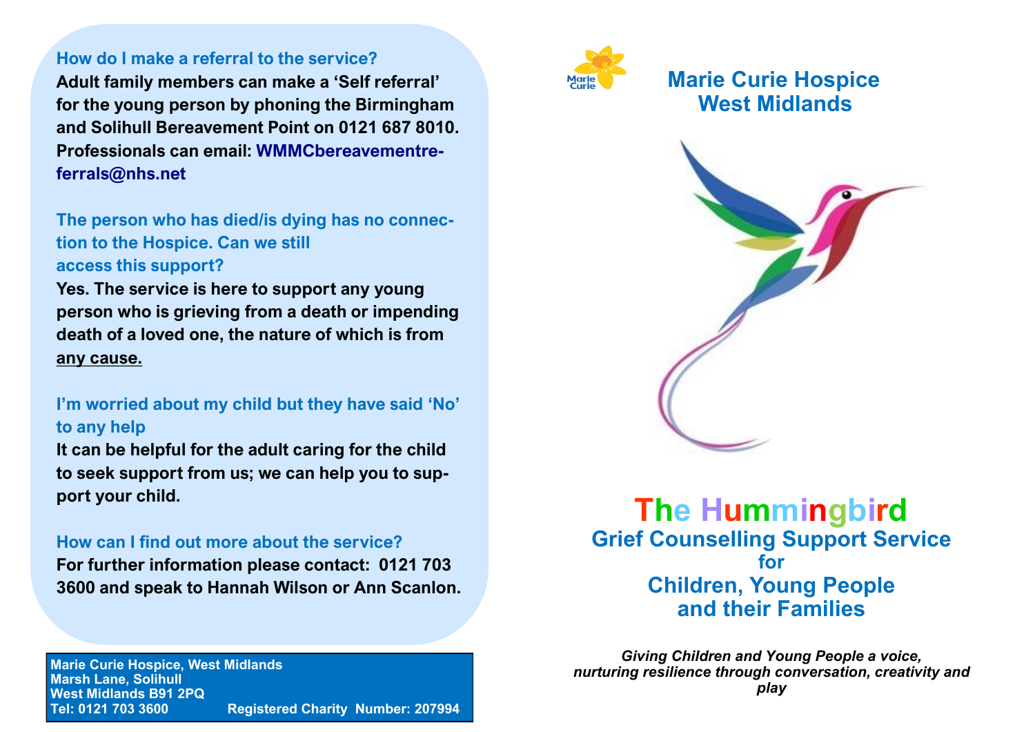### How do I make a referral to the service?

**Adult family members can make a 'Self referral' for the young person by phoning the Birmingham and Solihull Bereavement Point on 0121 687 8010. Professionals can email: WMMCbereavementreferrals@nhs.net**

### The person who has died/is dying has no connection to the Hospice. Can we still access this support?

**Yes. The service is here to support any young person who is grieving from a death or impending death of a loved one, the nature of which is from any cause.**

### I'm worried about my child but they have said 'No' to any help

**It can be helpful for the adult caring for the child to seek support from us; we can help you to support your child.**

### How can I find out more about the service?

**For further information please contact: 0121 703 3600 and speak to Hannah Wilson or Ann Scanlon.**

**Marie Curie Hospice, West Midlands**
**Marsh Lane, Solihull**
**West Midlands B91 2PQ**
**Tel: 0121 703 3600 Registered Charity Number: 207994**

## Marie Curie Hospice West Midlands

# The Hummingbird

## Grief Counselling Support Service for Children, Young People and their Families

*Giving Children and Young People a voice, nurturing resilience through conversation, creativity and play*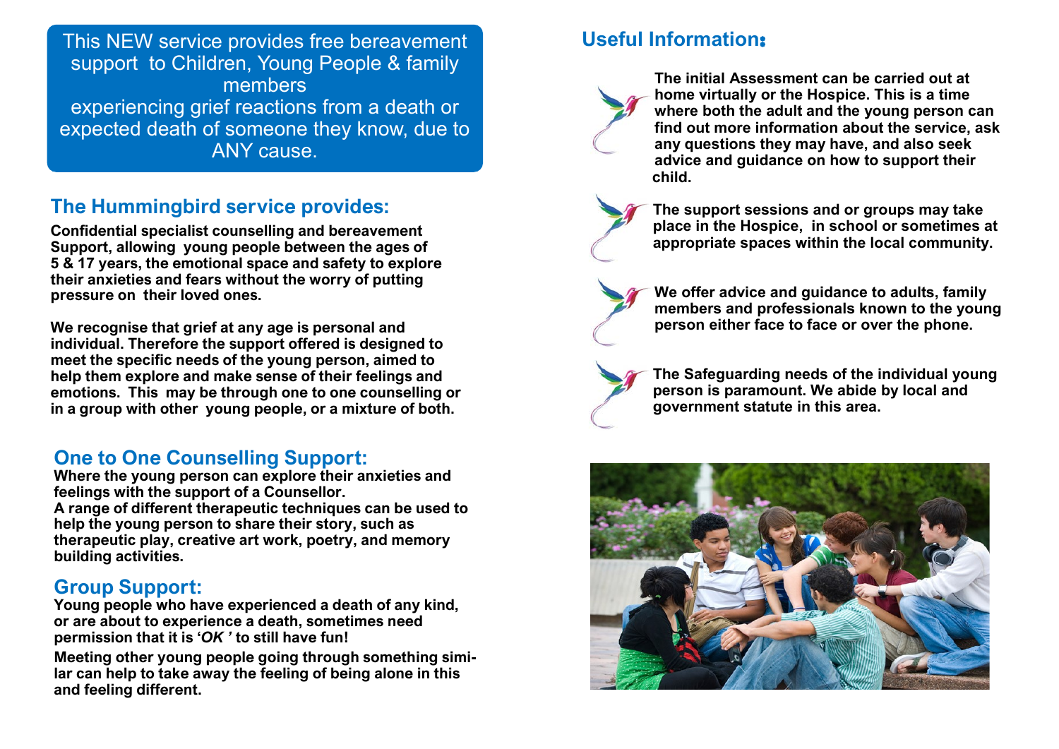This NEW service provides free bereavement support to Children, Young People & family members experiencing grief reactions from a death or expected death of someone they know, due to ANY cause.

## The Hummingbird service provides:

**Confidential specialist counselling and bereavement Support, allowing young people between the ages of 5 & 17 years, the emotional space and safety to explore their anxieties and fears without the worry of putting pressure on their loved ones.**

**We recognise that grief at any age is personal and individual. Therefore the support offered is designed to meet the specific needs of the young person, aimed to help them explore and make sense of their feelings and emotions. This may be through one to one counselling or in a group with other young people, or a mixture of both.**

## One to One Counselling Support:

**Where the young person can explore their anxieties and feelings with the support of a Counsellor.**
**A range of different therapeutic techniques can be used to help the young person to share their story, such as therapeutic play, creative art work, poetry, and memory building activities.**

## Group Support:

**Young people who have experienced a death of any kind, or are about to experience a death, sometimes need permission that it is '*OK*' to still have fun!**

**Meeting other young people going through something similar can help to take away the feeling of being alone in this and feeling different.**

## Useful Information:

- **The initial Assessment can be carried out at home virtually or the Hospice. This is a time where both the adult and the young person can find out more information about the service, ask any questions they may have, and also seek advice and guidance on how to support their child.**
- **The support sessions and or groups may take place in the Hospice, in school or sometimes at appropriate spaces within the local community.**
- **We offer advice and guidance to adults, family members and professionals known to the young person either face to face or over the phone.**
- **The Safeguarding needs of the individual young person is paramount. We abide by local and government statute in this area.**